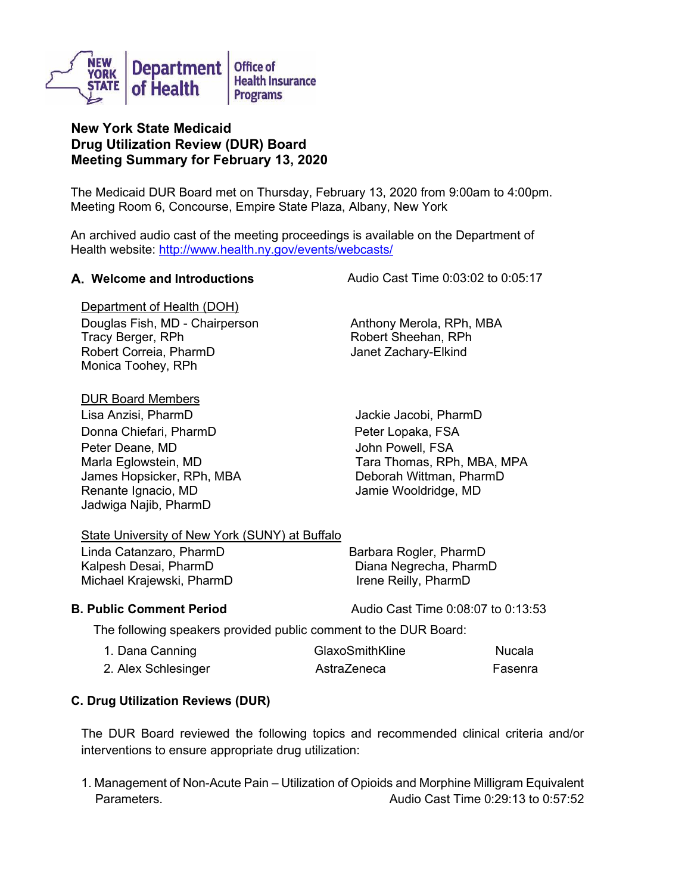New York State Department of Health | Office of Health Insurance Programs

# New York State Medicaid Drug Utilization Review (DUR) Board Meeting Summary for February 13, 2020

The Medicaid DUR Board met on Thursday, February 13, 2020 from 9:00am to 4:00pm. Meeting Room 6, Concourse, Empire State Plaza, Albany, New York

An archived audio cast of the meeting proceedings is available on the Department of Health website: http://www.health.ny.gov/events/webcasts/

## A. Welcome and Introductions — Audio Cast Time 0:03:02 to 0:05:17

Department of Health (DOH)

- Douglas Fish, MD - Chairperson
- Tracy Berger, RPh
- Robert Correia, PharmD
- Monica Toohey, RPh
- Anthony Merola, RPh, MBA
- Robert Sheehan, RPh
- Janet Zachary-Elkind

DUR Board Members

- Lisa Anzisi, PharmD
- Donna Chiefari, PharmD
- Peter Deane, MD
- Marla Eglowstein, MD
- James Hopsicker, RPh, MBA
- Renante Ignacio, MD
- Jadwiga Najib, PharmD
- Jackie Jacobi, PharmD
- Peter Lopaka, FSA
- John Powell, FSA
- Tara Thomas, RPh, MBA, MPA
- Deborah Wittman, PharmD
- Jamie Wooldridge, MD

State University of New York (SUNY) at Buffalo

- Linda Catanzaro, PharmD
- Kalpesh Desai, PharmD
- Michael Krajewski, PharmD
- Barbara Rogler, PharmD
- Diana Negrecha, PharmD
- Irene Reilly, PharmD

## B. Public Comment Period — Audio Cast Time 0:08:07 to 0:13:53

The following speakers provided public comment to the DUR Board:

| Speaker | Organization | Drug |
|---|---|---|
| 1. Dana Canning | GlaxoSmithKline | Nucala |
| 2. Alex Schlesinger | AstraZeneca | Fasenra |

## C. Drug Utilization Reviews (DUR)

The DUR Board reviewed the following topics and recommended clinical criteria and/or interventions to ensure appropriate drug utilization:

1. Management of Non-Acute Pain – Utilization of Opioids and Morphine Milligram Equivalent Parameters. Audio Cast Time 0:29:13 to 0:57:52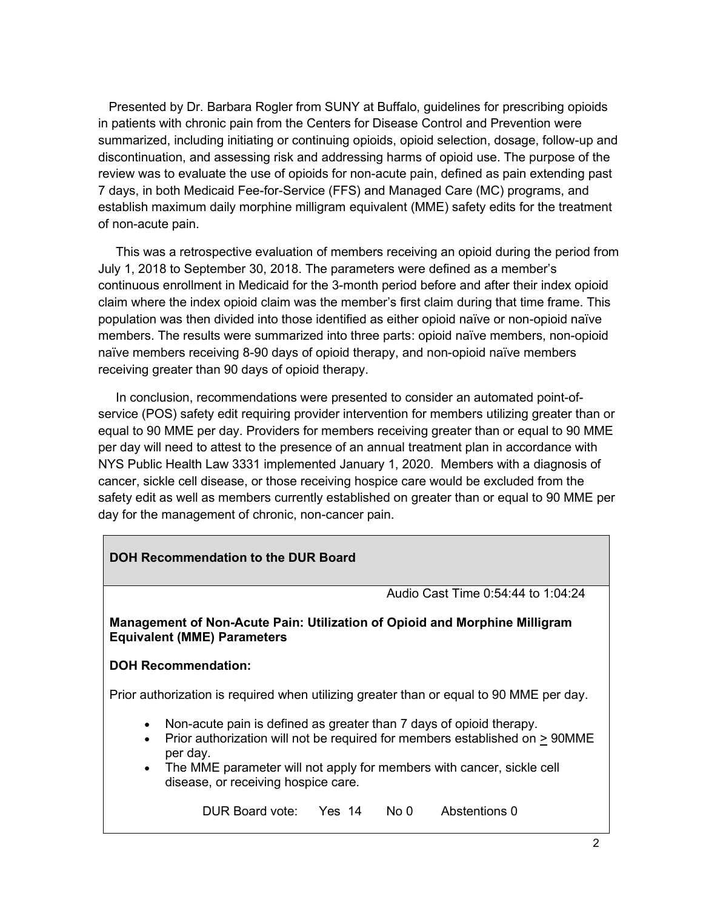Presented by Dr. Barbara Rogler from SUNY at Buffalo, guidelines for prescribing opioids in patients with chronic pain from the Centers for Disease Control and Prevention were summarized, including initiating or continuing opioids, opioid selection, dosage, follow-up and discontinuation, and assessing risk and addressing harms of opioid use. The purpose of the review was to evaluate the use of opioids for non-acute pain, defined as pain extending past 7 days, in both Medicaid Fee-for-Service (FFS) and Managed Care (MC) programs, and establish maximum daily morphine milligram equivalent (MME) safety edits for the treatment of non-acute pain.

This was a retrospective evaluation of members receiving an opioid during the period from July 1, 2018 to September 30, 2018. The parameters were defined as a member's continuous enrollment in Medicaid for the 3-month period before and after their index opioid claim where the index opioid claim was the member's first claim during that time frame. This population was then divided into those identified as either opioid naïve or non-opioid naïve members. The results were summarized into three parts: opioid naïve members, non-opioid naïve members receiving 8-90 days of opioid therapy, and non-opioid naïve members receiving greater than 90 days of opioid therapy.

In conclusion, recommendations were presented to consider an automated point-of-service (POS) safety edit requiring provider intervention for members utilizing greater than or equal to 90 MME per day. Providers for members receiving greater than or equal to 90 MME per day will need to attest to the presence of an annual treatment plan in accordance with NYS Public Health Law 3331 implemented January 1, 2020. Members with a diagnosis of cancer, sickle cell disease, or those receiving hospice care would be excluded from the safety edit as well as members currently established on greater than or equal to 90 MME per day for the management of chronic, non-cancer pain.

**DOH Recommendation to the DUR Board**

Audio Cast Time 0:54:44 to 1:04:24

**Management of Non-Acute Pain: Utilization of Opioid and Morphine Milligram Equivalent (MME) Parameters**

**DOH Recommendation:**

Prior authorization is required when utilizing greater than or equal to 90 MME per day.

- Non-acute pain is defined as greater than 7 days of opioid therapy.
- Prior authorization will not be required for members established on ≥ 90MME per day.
- The MME parameter will not apply for members with cancer, sickle cell disease, or receiving hospice care.

DUR Board vote: Yes 14 No 0 Abstentions 0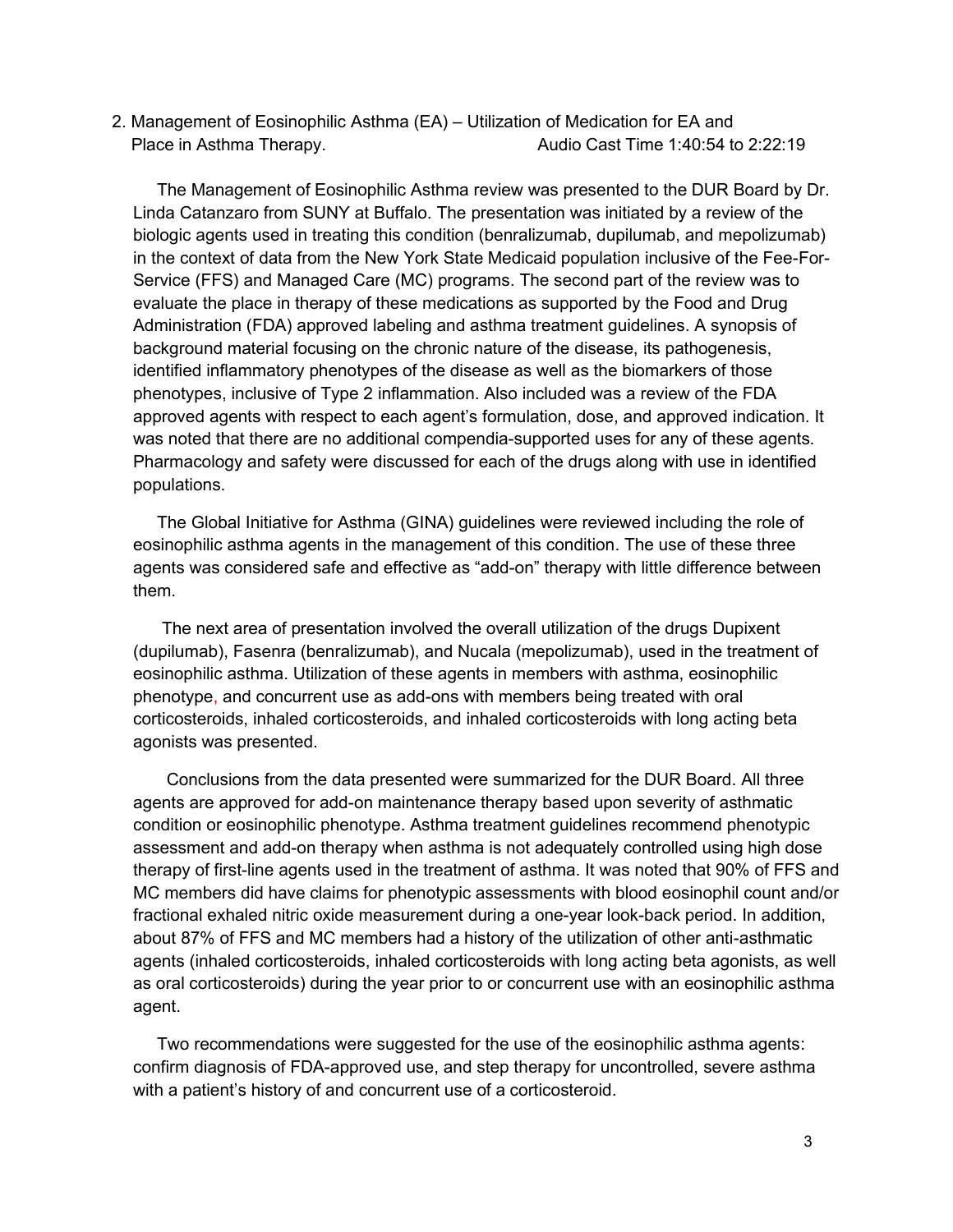2. Management of Eosinophilic Asthma (EA) – Utilization of Medication for EA and Place in Asthma Therapy. Audio Cast Time 1:40:54 to 2:22:19

The Management of Eosinophilic Asthma review was presented to the DUR Board by Dr. Linda Catanzaro from SUNY at Buffalo. The presentation was initiated by a review of the biologic agents used in treating this condition (benralizumab, dupilumab, and mepolizumab) in the context of data from the New York State Medicaid population inclusive of the Fee-For-Service (FFS) and Managed Care (MC) programs. The second part of the review was to evaluate the place in therapy of these medications as supported by the Food and Drug Administration (FDA) approved labeling and asthma treatment guidelines. A synopsis of background material focusing on the chronic nature of the disease, its pathogenesis, identified inflammatory phenotypes of the disease as well as the biomarkers of those phenotypes, inclusive of Type 2 inflammation. Also included was a review of the FDA approved agents with respect to each agent's formulation, dose, and approved indication. It was noted that there are no additional compendia-supported uses for any of these agents. Pharmacology and safety were discussed for each of the drugs along with use in identified populations.

The Global Initiative for Asthma (GINA) guidelines were reviewed including the role of eosinophilic asthma agents in the management of this condition. The use of these three agents was considered safe and effective as "add-on" therapy with little difference between them.

The next area of presentation involved the overall utilization of the drugs Dupixent (dupilumab), Fasenra (benralizumab), and Nucala (mepolizumab), used in the treatment of eosinophilic asthma. Utilization of these agents in members with asthma, eosinophilic phenotype, and concurrent use as add-ons with members being treated with oral corticosteroids, inhaled corticosteroids, and inhaled corticosteroids with long acting beta agonists was presented.

Conclusions from the data presented were summarized for the DUR Board. All three agents are approved for add-on maintenance therapy based upon severity of asthmatic condition or eosinophilic phenotype. Asthma treatment guidelines recommend phenotypic assessment and add-on therapy when asthma is not adequately controlled using high dose therapy of first-line agents used in the treatment of asthma. It was noted that 90% of FFS and MC members did have claims for phenotypic assessments with blood eosinophil count and/or fractional exhaled nitric oxide measurement during a one-year look-back period. In addition, about 87% of FFS and MC members had a history of the utilization of other anti-asthmatic agents (inhaled corticosteroids, inhaled corticosteroids with long acting beta agonists, as well as oral corticosteroids) during the year prior to or concurrent use with an eosinophilic asthma agent.

Two recommendations were suggested for the use of the eosinophilic asthma agents: confirm diagnosis of FDA-approved use, and step therapy for uncontrolled, severe asthma with a patient's history of and concurrent use of a corticosteroid.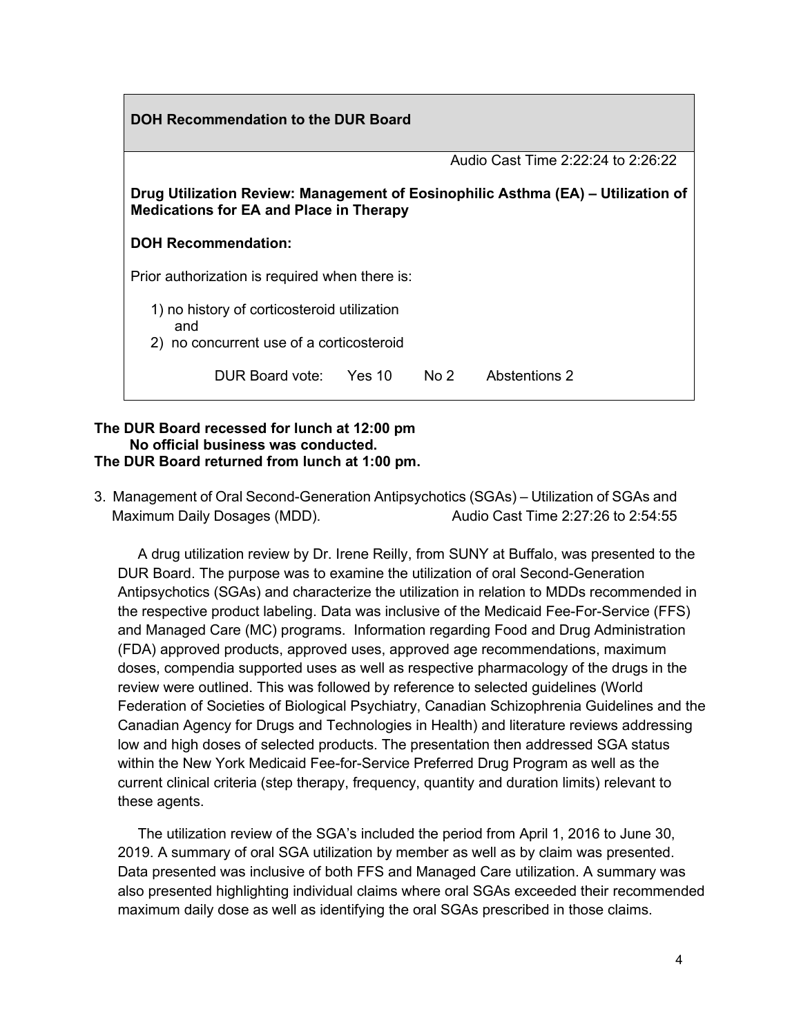**DOH Recommendation to the DUR Board**

Audio Cast Time 2:22:24 to 2:26:22

**Drug Utilization Review: Management of Eosinophilic Asthma (EA) – Utilization of Medications for EA and Place in Therapy**

**DOH Recommendation:**

Prior authorization is required when there is:

1) no history of corticosteroid utilization
   and
2) no concurrent use of a corticosteroid

DUR Board vote: Yes 10 No 2 Abstentions 2

**The DUR Board recessed for lunch at 12:00 pm**
**No official business was conducted.**
**The DUR Board returned from lunch at 1:00 pm.**

3. Management of Oral Second-Generation Antipsychotics (SGAs) – Utilization of SGAs and Maximum Daily Dosages (MDD). Audio Cast Time 2:27:26 to 2:54:55

A drug utilization review by Dr. Irene Reilly, from SUNY at Buffalo, was presented to the DUR Board. The purpose was to examine the utilization of oral Second-Generation Antipsychotics (SGAs) and characterize the utilization in relation to MDDs recommended in the respective product labeling. Data was inclusive of the Medicaid Fee-For-Service (FFS) and Managed Care (MC) programs. Information regarding Food and Drug Administration (FDA) approved products, approved uses, approved age recommendations, maximum doses, compendia supported uses as well as respective pharmacology of the drugs in the review were outlined. This was followed by reference to selected guidelines (World Federation of Societies of Biological Psychiatry, Canadian Schizophrenia Guidelines and the Canadian Agency for Drugs and Technologies in Health) and literature reviews addressing low and high doses of selected products. The presentation then addressed SGA status within the New York Medicaid Fee-for-Service Preferred Drug Program as well as the current clinical criteria (step therapy, frequency, quantity and duration limits) relevant to these agents.

The utilization review of the SGA's included the period from April 1, 2016 to June 30, 2019. A summary of oral SGA utilization by member as well as by claim was presented. Data presented was inclusive of both FFS and Managed Care utilization. A summary was also presented highlighting individual claims where oral SGAs exceeded their recommended maximum daily dose as well as identifying the oral SGAs prescribed in those claims.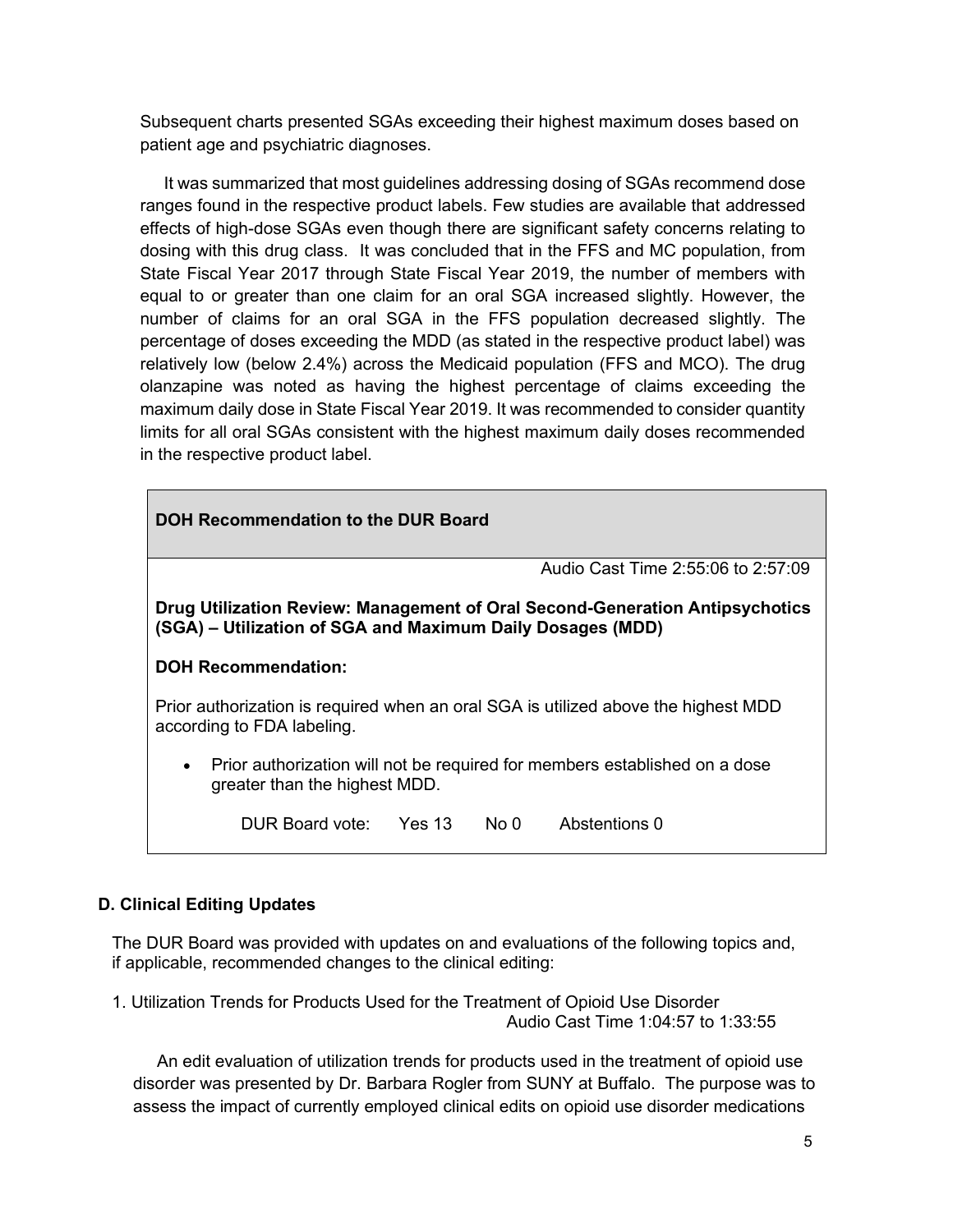Subsequent charts presented SGAs exceeding their highest maximum doses based on patient age and psychiatric diagnoses.

It was summarized that most guidelines addressing dosing of SGAs recommend dose ranges found in the respective product labels. Few studies are available that addressed effects of high-dose SGAs even though there are significant safety concerns relating to dosing with this drug class. It was concluded that in the FFS and MC population, from State Fiscal Year 2017 through State Fiscal Year 2019, the number of members with equal to or greater than one claim for an oral SGA increased slightly. However, the number of claims for an oral SGA in the FFS population decreased slightly. The percentage of doses exceeding the MDD (as stated in the respective product label) was relatively low (below 2.4%) across the Medicaid population (FFS and MCO). The drug olanzapine was noted as having the highest percentage of claims exceeding the maximum daily dose in State Fiscal Year 2019. It was recommended to consider quantity limits for all oral SGAs consistent with the highest maximum daily doses recommended in the respective product label.

**DOH Recommendation to the DUR Board**

Audio Cast Time 2:55:06 to 2:57:09

**Drug Utilization Review: Management of Oral Second-Generation Antipsychotics (SGA) – Utilization of SGA and Maximum Daily Dosages (MDD)**

**DOH Recommendation:**

Prior authorization is required when an oral SGA is utilized above the highest MDD according to FDA labeling.

- Prior authorization will not be required for members established on a dose greater than the highest MDD.

DUR Board vote: Yes 13 No 0 Abstentions 0

### D. Clinical Editing Updates

The DUR Board was provided with updates on and evaluations of the following topics and, if applicable, recommended changes to the clinical editing:

1. Utilization Trends for Products Used for the Treatment of Opioid Use Disorder

Audio Cast Time 1:04:57 to 1:33:55

An edit evaluation of utilization trends for products used in the treatment of opioid use disorder was presented by Dr. Barbara Rogler from SUNY at Buffalo. The purpose was to assess the impact of currently employed clinical edits on opioid use disorder medications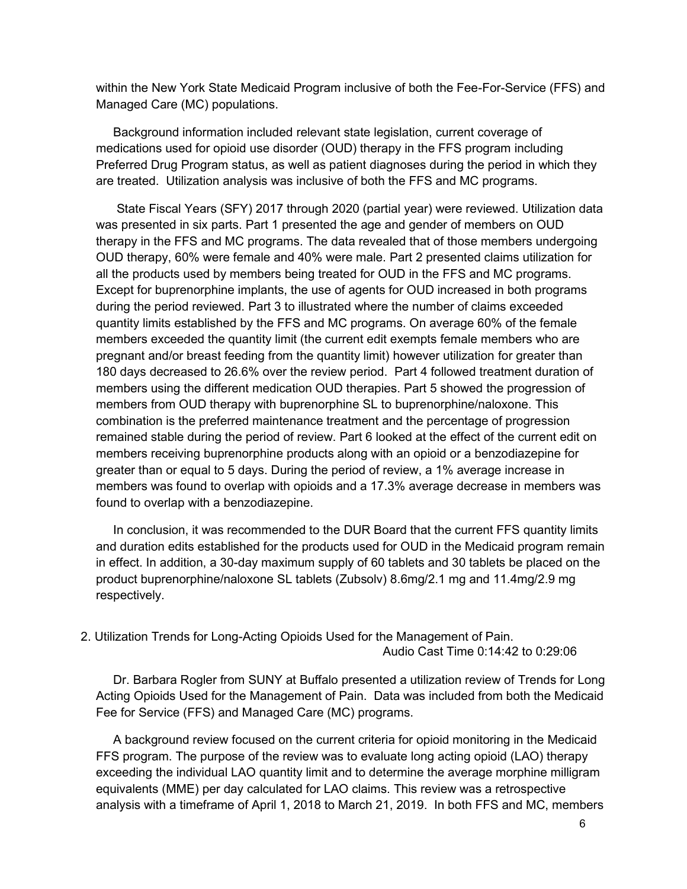within the New York State Medicaid Program inclusive of both the Fee-For-Service (FFS) and Managed Care (MC) populations.

Background information included relevant state legislation, current coverage of medications used for opioid use disorder (OUD) therapy in the FFS program including Preferred Drug Program status, as well as patient diagnoses during the period in which they are treated. Utilization analysis was inclusive of both the FFS and MC programs.

State Fiscal Years (SFY) 2017 through 2020 (partial year) were reviewed. Utilization data was presented in six parts. Part 1 presented the age and gender of members on OUD therapy in the FFS and MC programs. The data revealed that of those members undergoing OUD therapy, 60% were female and 40% were male. Part 2 presented claims utilization for all the products used by members being treated for OUD in the FFS and MC programs. Except for buprenorphine implants, the use of agents for OUD increased in both programs during the period reviewed. Part 3 to illustrated where the number of claims exceeded quantity limits established by the FFS and MC programs. On average 60% of the female members exceeded the quantity limit (the current edit exempts female members who are pregnant and/or breast feeding from the quantity limit) however utilization for greater than 180 days decreased to 26.6% over the review period. Part 4 followed treatment duration of members using the different medication OUD therapies. Part 5 showed the progression of members from OUD therapy with buprenorphine SL to buprenorphine/naloxone. This combination is the preferred maintenance treatment and the percentage of progression remained stable during the period of review. Part 6 looked at the effect of the current edit on members receiving buprenorphine products along with an opioid or a benzodiazepine for greater than or equal to 5 days. During the period of review, a 1% average increase in members was found to overlap with opioids and a 17.3% average decrease in members was found to overlap with a benzodiazepine.

In conclusion, it was recommended to the DUR Board that the current FFS quantity limits and duration edits established for the products used for OUD in the Medicaid program remain in effect. In addition, a 30-day maximum supply of 60 tablets and 30 tablets be placed on the product buprenorphine/naloxone SL tablets (Zubsolv) 8.6mg/2.1 mg and 11.4mg/2.9 mg respectively.

2. Utilization Trends for Long-Acting Opioids Used for the Management of Pain.
Audio Cast Time 0:14:42 to 0:29:06

Dr. Barbara Rogler from SUNY at Buffalo presented a utilization review of Trends for Long Acting Opioids Used for the Management of Pain. Data was included from both the Medicaid Fee for Service (FFS) and Managed Care (MC) programs.

A background review focused on the current criteria for opioid monitoring in the Medicaid FFS program. The purpose of the review was to evaluate long acting opioid (LAO) therapy exceeding the individual LAO quantity limit and to determine the average morphine milligram equivalents (MME) per day calculated for LAO claims. This review was a retrospective analysis with a timeframe of April 1, 2018 to March 21, 2019. In both FFS and MC, members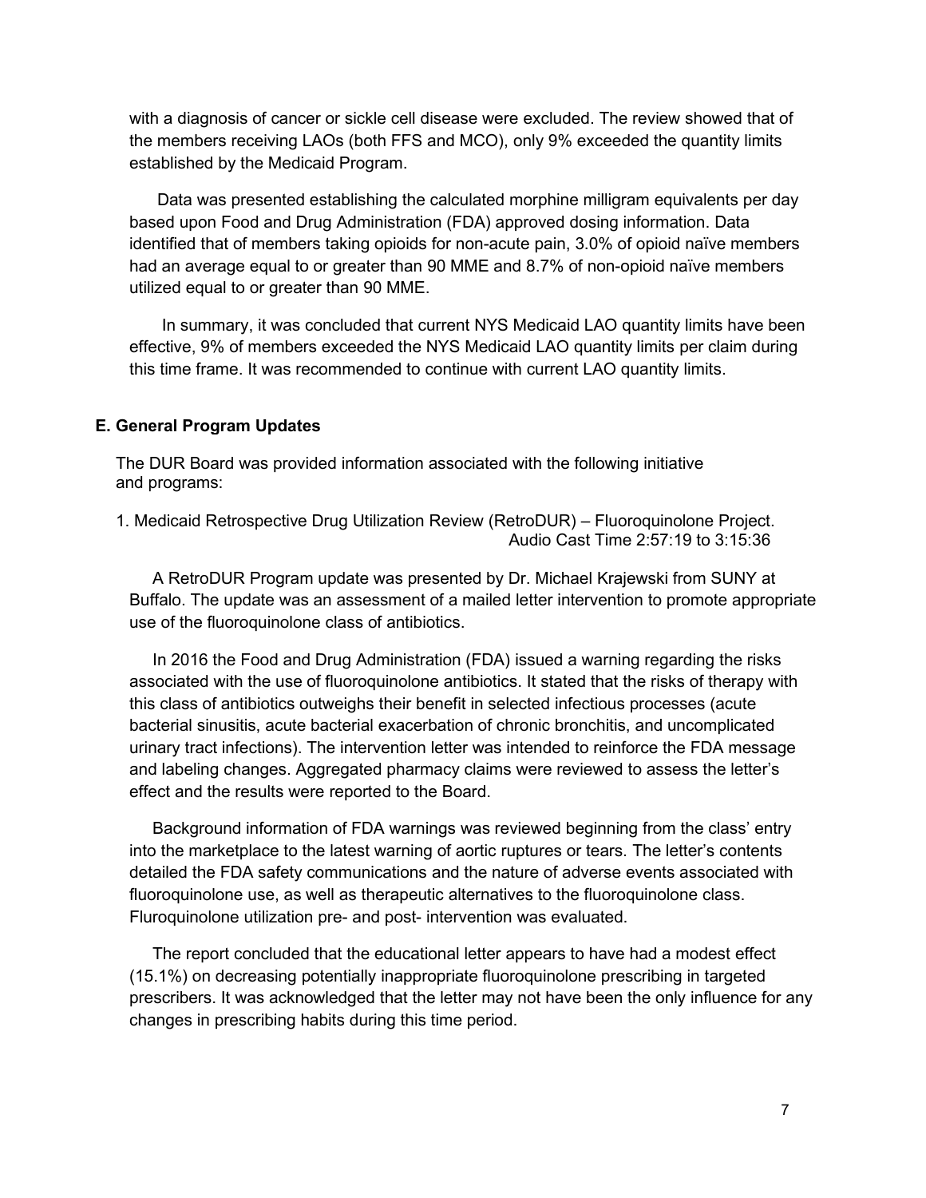with a diagnosis of cancer or sickle cell disease were excluded. The review showed that of the members receiving LAOs (both FFS and MCO), only 9% exceeded the quantity limits established by the Medicaid Program.

Data was presented establishing the calculated morphine milligram equivalents per day based upon Food and Drug Administration (FDA) approved dosing information. Data identified that of members taking opioids for non-acute pain, 3.0% of opioid naïve members had an average equal to or greater than 90 MME and 8.7% of non-opioid naïve members utilized equal to or greater than 90 MME.

In summary, it was concluded that current NYS Medicaid LAO quantity limits have been effective, 9% of members exceeded the NYS Medicaid LAO quantity limits per claim during this time frame. It was recommended to continue with current LAO quantity limits.

### E. General Program Updates

The DUR Board was provided information associated with the following initiative and programs:

1. Medicaid Retrospective Drug Utilization Review (RetroDUR) – Fluoroquinolone Project. Audio Cast Time 2:57:19 to 3:15:36

A RetroDUR Program update was presented by Dr. Michael Krajewski from SUNY at Buffalo. The update was an assessment of a mailed letter intervention to promote appropriate use of the fluoroquinolone class of antibiotics.

In 2016 the Food and Drug Administration (FDA) issued a warning regarding the risks associated with the use of fluoroquinolone antibiotics. It stated that the risks of therapy with this class of antibiotics outweighs their benefit in selected infectious processes (acute bacterial sinusitis, acute bacterial exacerbation of chronic bronchitis, and uncomplicated urinary tract infections). The intervention letter was intended to reinforce the FDA message and labeling changes. Aggregated pharmacy claims were reviewed to assess the letter's effect and the results were reported to the Board.

Background information of FDA warnings was reviewed beginning from the class' entry into the marketplace to the latest warning of aortic ruptures or tears. The letter's contents detailed the FDA safety communications and the nature of adverse events associated with fluoroquinolone use, as well as therapeutic alternatives to the fluoroquinolone class. Fluroquinolone utilization pre- and post- intervention was evaluated.

The report concluded that the educational letter appears to have had a modest effect (15.1%) on decreasing potentially inappropriate fluoroquinolone prescribing in targeted prescribers. It was acknowledged that the letter may not have been the only influence for any changes in prescribing habits during this time period.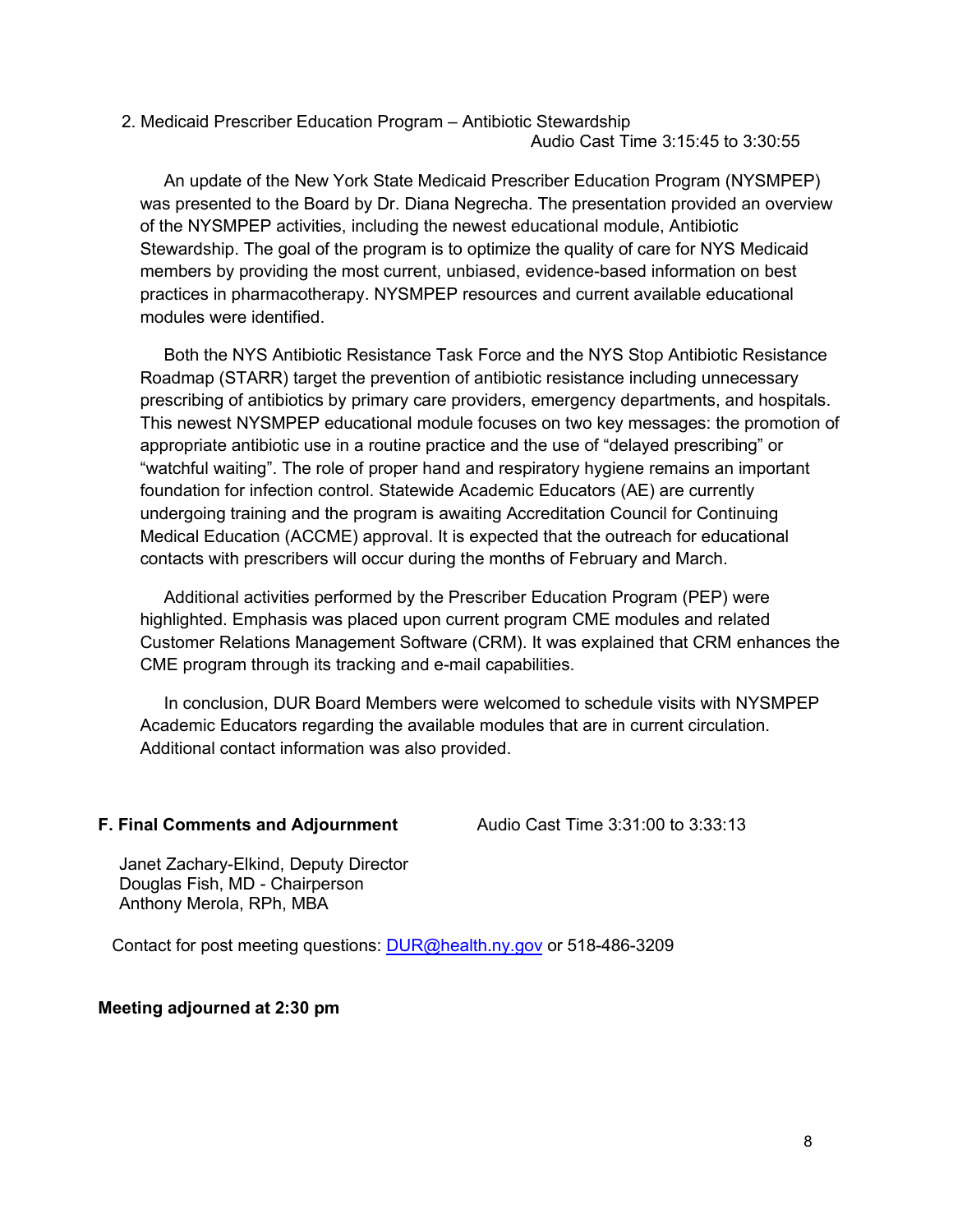2. Medicaid Prescriber Education Program – Antibiotic Stewardship

Audio Cast Time 3:15:45 to 3:30:55

An update of the New York State Medicaid Prescriber Education Program (NYSMPEP) was presented to the Board by Dr. Diana Negrecha. The presentation provided an overview of the NYSMPEP activities, including the newest educational module, Antibiotic Stewardship. The goal of the program is to optimize the quality of care for NYS Medicaid members by providing the most current, unbiased, evidence-based information on best practices in pharmacotherapy. NYSMPEP resources and current available educational modules were identified.

Both the NYS Antibiotic Resistance Task Force and the NYS Stop Antibiotic Resistance Roadmap (STARR) target the prevention of antibiotic resistance including unnecessary prescribing of antibiotics by primary care providers, emergency departments, and hospitals. This newest NYSMPEP educational module focuses on two key messages: the promotion of appropriate antibiotic use in a routine practice and the use of "delayed prescribing" or "watchful waiting". The role of proper hand and respiratory hygiene remains an important foundation for infection control. Statewide Academic Educators (AE) are currently undergoing training and the program is awaiting Accreditation Council for Continuing Medical Education (ACCME) approval. It is expected that the outreach for educational contacts with prescribers will occur during the months of February and March.

Additional activities performed by the Prescriber Education Program (PEP) were highlighted. Emphasis was placed upon current program CME modules and related Customer Relations Management Software (CRM). It was explained that CRM enhances the CME program through its tracking and e-mail capabilities.

In conclusion, DUR Board Members were welcomed to schedule visits with NYSMPEP Academic Educators regarding the available modules that are in current circulation. Additional contact information was also provided.

**F. Final Comments and Adjournment** Audio Cast Time 3:31:00 to 3:33:13

Janet Zachary-Elkind, Deputy Director
Douglas Fish, MD - Chairperson
Anthony Merola, RPh, MBA

Contact for post meeting questions: DUR@health.ny.gov or 518-486-3209

**Meeting adjourned at 2:30 pm**